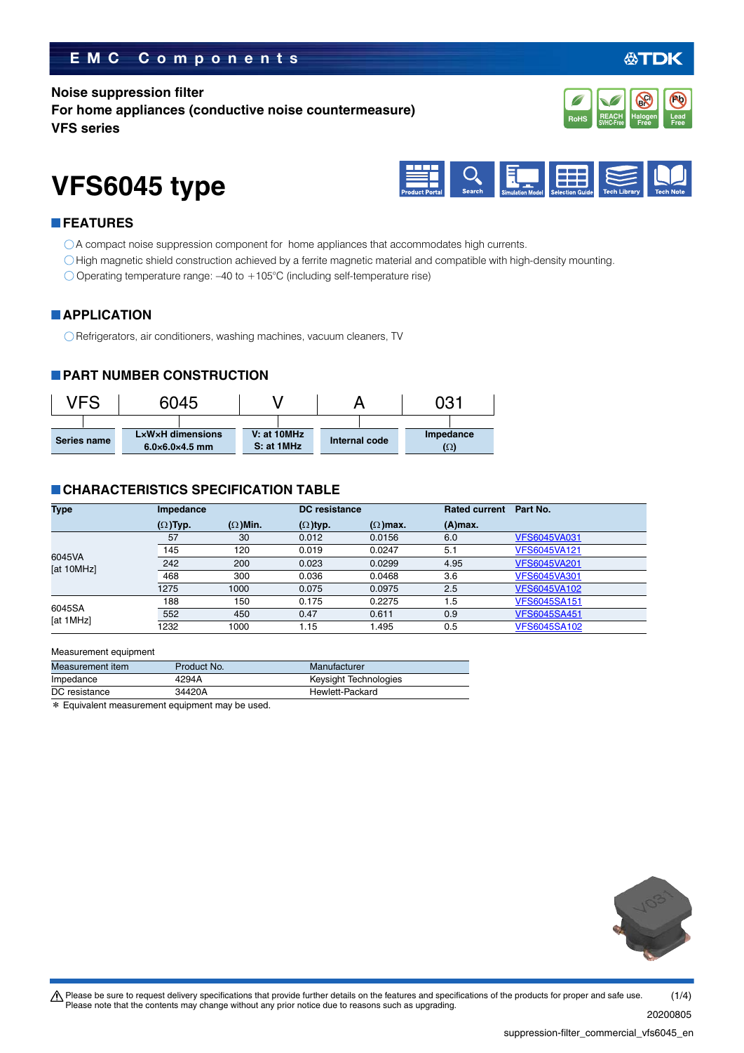EMC Components

**Noise suppression filter**
**For home appliances (conductive noise countermeasure)**
**VFS series**

# VFS6045 type

## FEATURES

- ◯A compact noise suppression component for home appliances that accommodates high currents.
- ◯High magnetic shield construction achieved by a ferrite magnetic material and compatible with high-density mounting.
- ◯Operating temperature range: –40 to +105°C (including self-temperature rise)

## APPLICATION

- ◯Refrigerators, air conditioners, washing machines, vacuum cleaners, TV

## PART NUMBER CONSTRUCTION

| VFS | 6045 | V | A | 031 |
|---|---|---|---|---|
| Series name | L×W×H dimensions 6.0×6.0×4.5 mm | V: at 10MHz S: at 1MHz | Internal code | Impedance (Ω) |

## CHARACTERISTICS SPECIFICATION TABLE

| Type | Impedance | | DC resistance | | Rated current | Part No. |
|---|---|---|---|---|---|---|
| | (Ω)Typ. | (Ω)Min. | (Ω)typ. | (Ω)max. | (A)max. | |
| 6045VA [at 10MHz] | 57 | 30 | 0.012 | 0.0156 | 6.0 | VFS6045VA031 |
| | 145 | 120 | 0.019 | 0.0247 | 5.1 | VFS6045VA121 |
| | 242 | 200 | 0.023 | 0.0299 | 4.95 | VFS6045VA201 |
| | 468 | 300 | 0.036 | 0.0468 | 3.6 | VFS6045VA301 |
| | 1275 | 1000 | 0.075 | 0.0975 | 2.5 | VFS6045VA102 |
| 6045SA [at 1MHz] | 188 | 150 | 0.175 | 0.2275 | 1.5 | VFS6045SA151 |
| | 552 | 450 | 0.47 | 0.611 | 0.9 | VFS6045SA451 |
| | 1232 | 1000 | 1.15 | 1.495 | 0.5 | VFS6045SA102 |

Measurement equipment

| Measurement item | Product No. | Manufacturer |
|---|---|---|
| Impedance | 4294A | Keysight Technologies |
| DC resistance | 34420A | Hewlett-Packard |

＊ Equivalent measurement equipment may be used.

⚠ Please be sure to request delivery specifications that provide further details on the features and specifications of the products for proper and safe use.
Please note that the contents may change without any prior notice due to reasons such as upgrading.

20200805

suppression-filter_commercial_vfs6045_en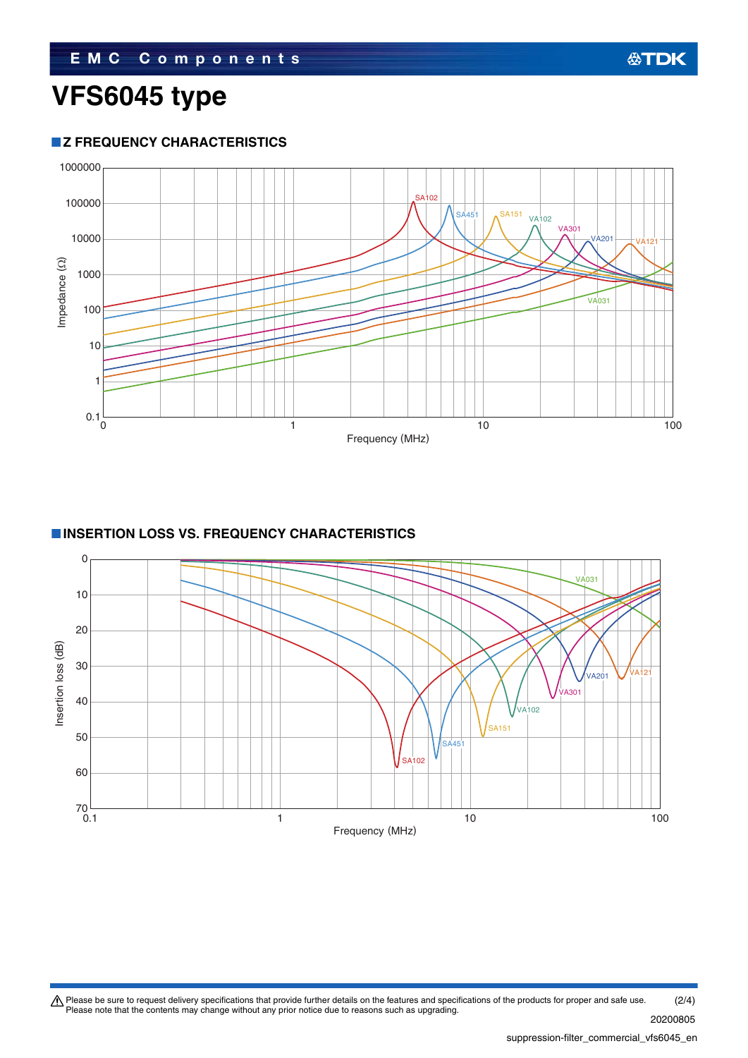# VFS6045 type

## Z FREQUENCY CHARACTERISTICS

## INSERTION LOSS VS. FREQUENCY CHARACTERISTICS

⚠ Please be sure to request delivery specifications that provide further details on the features and specifications of the products for proper and safe use.
Please note that the contents may change without any prior notice due to reasons such as upgrading.

20200805

suppression-filter_commercial_vfs6045_en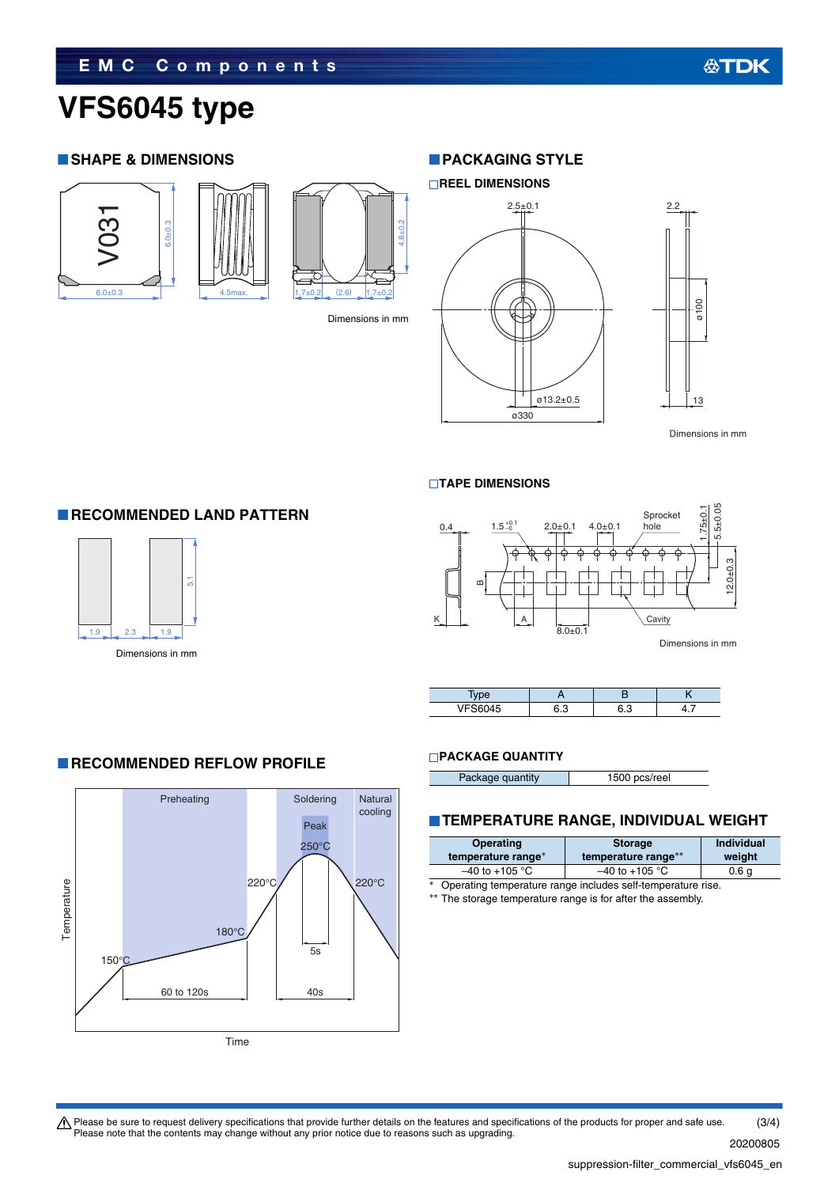# VFS6045 type

## SHAPE & DIMENSIONS

Dimensions in mm

## PACKAGING STYLE

### REEL DIMENSIONS

Dimensions in mm

### TAPE DIMENSIONS

Dimensions in mm

| Type | A | B | K |
|---|---|---|---|
| VFS6045 | 6.3 | 6.3 | 4.7 |

### PACKAGE QUANTITY

| Package quantity | 1500 pcs/reel |
|---|---|

## RECOMMENDED LAND PATTERN

Dimensions in mm

## RECOMMENDED REFLOW PROFILE

## TEMPERATURE RANGE, INDIVIDUAL WEIGHT

| Operating temperature range* | Storage temperature range** | Individual weight |
|---|---|---|
| –40 to +105 °C | –40 to +105 °C | 0.6 g |

\* Operating temperature range includes self-temperature rise.

\*\* The storage temperature range is for after the assembly.

⚠ Please be sure to request delivery specifications that provide further details on the features and specifications of the products for proper and safe use.
Please note that the contents may change without any prior notice due to reasons such as upgrading.

20200805

suppression-filter_commercial_vfs6045_en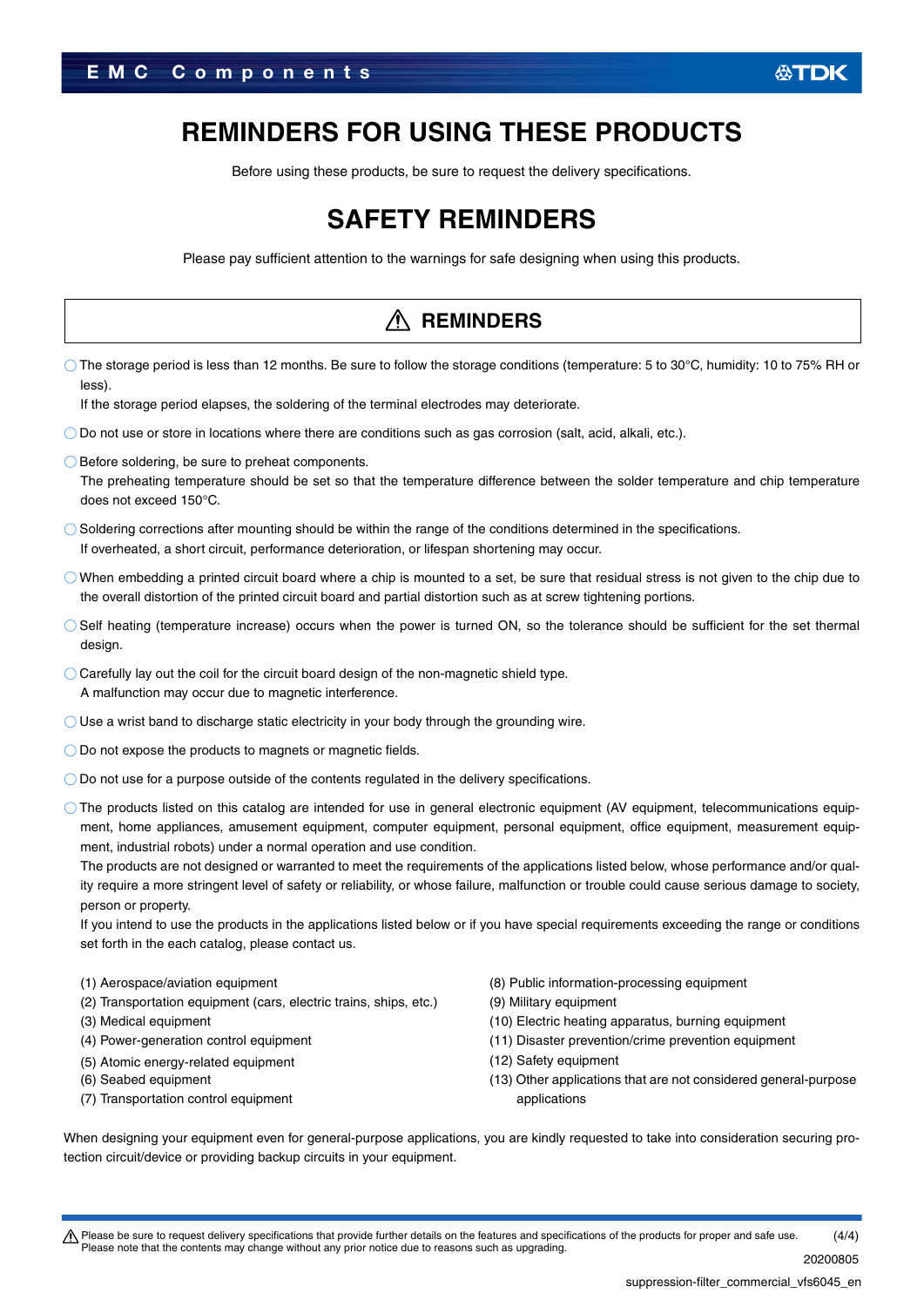# REMINDERS FOR USING THESE PRODUCTS

Before using these products, be sure to request the delivery specifications.

# SAFETY REMINDERS

Please pay sufficient attention to the warnings for safe designing when using this products.

## ⚠ REMINDERS

- The storage period is less than 12 months. Be sure to follow the storage conditions (temperature: 5 to 30°C, humidity: 10 to 75% RH or less).
  If the storage period elapses, the soldering of the terminal electrodes may deteriorate.
- Do not use or store in locations where there are conditions such as gas corrosion (salt, acid, alkali, etc.).
- Before soldering, be sure to preheat components.
  The preheating temperature should be set so that the temperature difference between the solder temperature and chip temperature does not exceed 150°C.
- Soldering corrections after mounting should be within the range of the conditions determined in the specifications.
  If overheated, a short circuit, performance deterioration, or lifespan shortening may occur.
- When embedding a printed circuit board where a chip is mounted to a set, be sure that residual stress is not given to the chip due to the overall distortion of the printed circuit board and partial distortion such as at screw tightening portions.
- Self heating (temperature increase) occurs when the power is turned ON, so the tolerance should be sufficient for the set thermal design.
- Carefully lay out the coil for the circuit board design of the non-magnetic shield type.
  A malfunction may occur due to magnetic interference.
- Use a wrist band to discharge static electricity in your body through the grounding wire.
- Do not expose the products to magnets or magnetic fields.
- Do not use for a purpose outside of the contents regulated in the delivery specifications.
- The products listed on this catalog are intended for use in general electronic equipment (AV equipment, telecommunications equipment, home appliances, amusement equipment, computer equipment, personal equipment, office equipment, measurement equipment, industrial robots) under a normal operation and use condition.
  The products are not designed or warranted to meet the requirements of the applications listed below, whose performance and/or quality require a more stringent level of safety or reliability, or whose failure, malfunction or trouble could cause serious damage to society, person or property.
  If you intend to use the products in the applications listed below or if you have special requirements exceeding the range or conditions set forth in the each catalog, please contact us.

(1) Aerospace/aviation equipment
(2) Transportation equipment (cars, electric trains, ships, etc.)
(3) Medical equipment
(4) Power-generation control equipment
(5) Atomic energy-related equipment
(6) Seabed equipment
(7) Transportation control equipment
(8) Public information-processing equipment
(9) Military equipment
(10) Electric heating apparatus, burning equipment
(11) Disaster prevention/crime prevention equipment
(12) Safety equipment
(13) Other applications that are not considered general-purpose applications

When designing your equipment even for general-purpose applications, you are kindly requested to take into consideration securing protection circuit/device or providing backup circuits in your equipment.